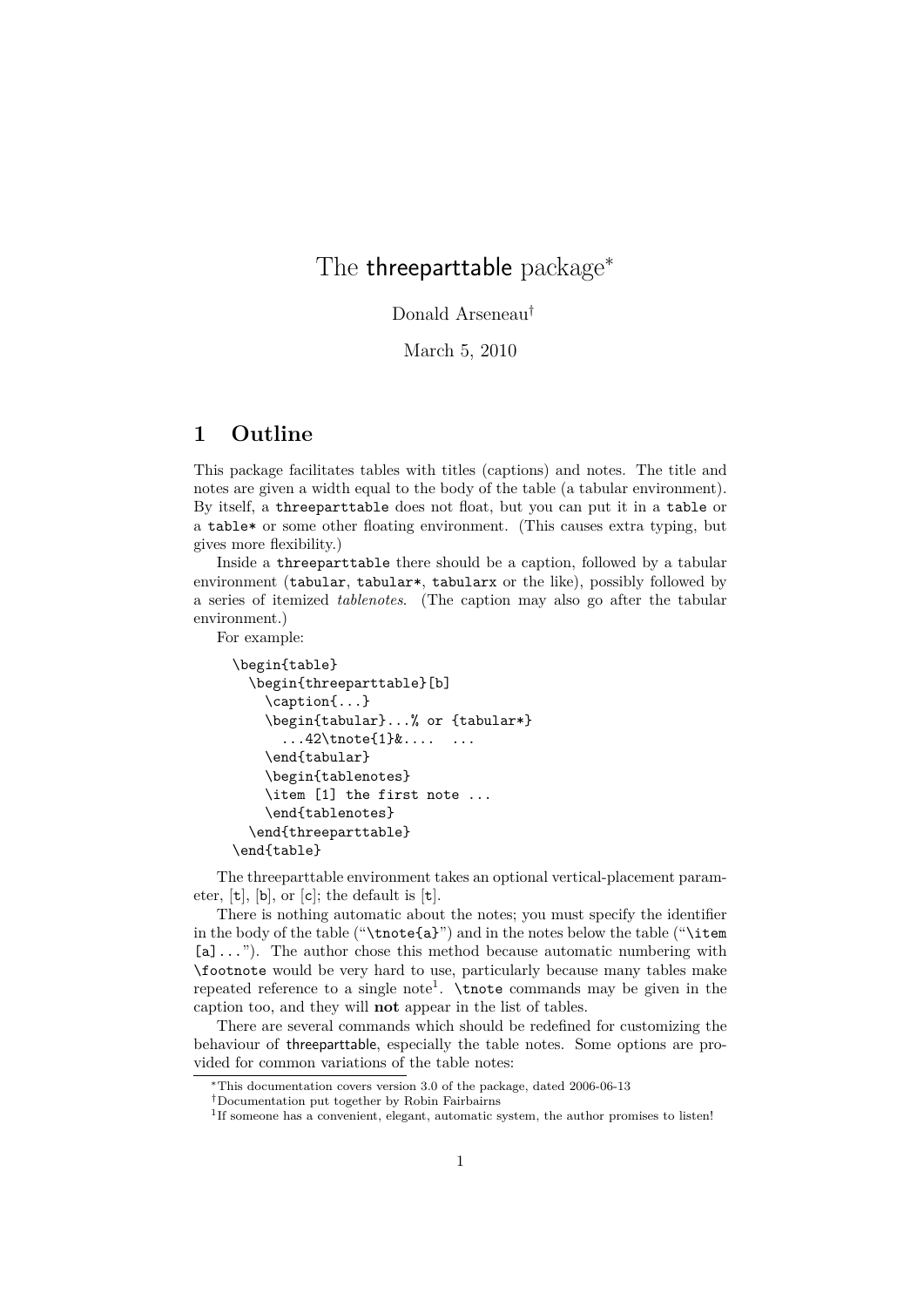# The threeparttable package[*]

Donald Arseneau[†]

March 5, 2010

## 1 Outline

This package facilitates tables with titles (captions) and notes. The title and notes are given a width equal to the body of the table (a tabular environment). By itself, a `threeparttable` does not float, but you can put it in a `table` or a `table*` or some other floating environment. (This causes extra typing, but gives more flexibility.)

Inside a `threeparttable` there should be a caption, followed by a tabular environment (`tabular`, `tabular*`, `tabularx` or the like), possibly followed by a series of itemized *tablenotes*. (The caption may also go after the tabular environment.)

For example:

```
\begin{table}
  \begin{threeparttable}[b]
    \caption{...}
    \begin{tabular}...% or {tabular*}
      ...42\tnote{1}&....  ...
    \end{tabular}
    \begin{tablenotes}
    \item [1] the first note ...
    \end{tablenotes}
  \end{threeparttable}
\end{table}
```

The threeparttable environment takes an optional vertical-placement parameter, [`t`], [`b`], or [`c`]; the default is [`t`].

There is nothing automatic about the notes; you must specify the identifier in the body of the table ("`\tnote{a}`") and in the notes below the table ("`\item [a]`..."). The author chose this method because automatic numbering with `\footnote` would be very hard to use, particularly because many tables make repeated reference to a single note[1]. `\tnote` commands may be given in the caption too, and they will **not** appear in the list of tables.

There are several commands which should be redefined for customizing the behaviour of threeparttable, especially the table notes. Some options are provided for common variations of the table notes:

[*]This documentation covers version 3.0 of the package, dated 2006-06-13

[†]Documentation put together by Robin Fairbairns

[1]If someone has a convenient, elegant, automatic system, the author promises to listen!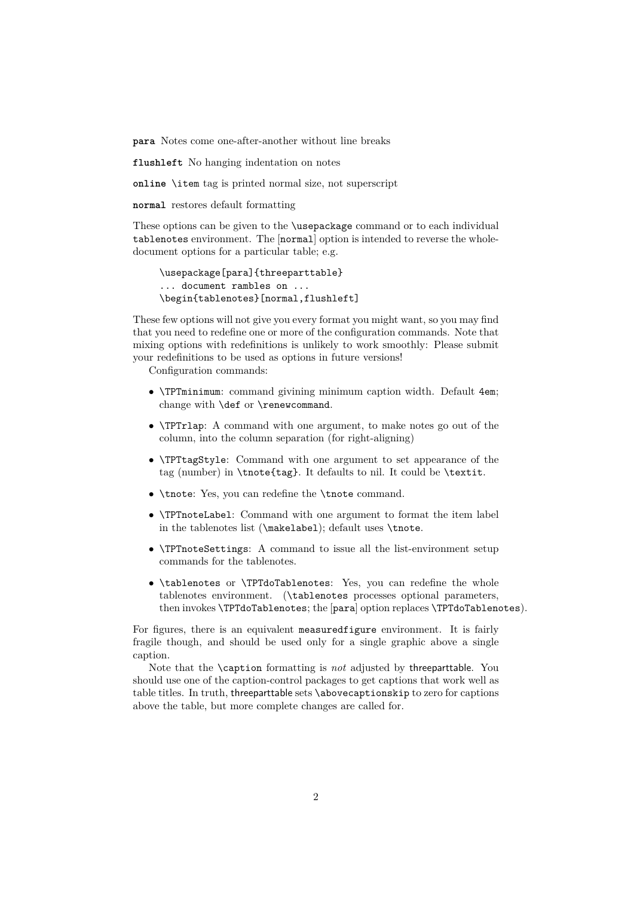**para** Notes come one-after-another without line breaks

**flushleft** No hanging indentation on notes

**online** `\item` tag is printed normal size, not superscript

**normal** restores default formatting

These options can be given to the `\usepackage` command or to each individual `tablenotes` environment. The [`normal`] option is intended to reverse the whole-document options for a particular table; e.g.

```
\usepackage[para]{threeparttable}
... document rambles on ...
\begin{tablenotes}[normal,flushleft]
```

These few options will not give you every format you might want, so you may find that you need to redefine one or more of the configuration commands. Note that mixing options with redefinitions is unlikely to work smoothly: Please submit your redefinitions to be used as options in future versions!

Configuration commands:

- `\TPTminimum`: command giving minimum caption width. Default `4em`; change with `\def` or `\renewcommand`.
- `\TPTrlap`: A command with one argument, to make notes go out of the column, into the column separation (for right-aligning)
- `\TPTtagStyle`: Command with one argument to set appearance of the tag (number) in `\tnote{tag}`. It defaults to nil. It could be `\textit`.
- `\tnote`: Yes, you can redefine the `\tnote` command.
- `\TPTnoteLabel`: Command with one argument to format the item label in the tablenotes list (`\makelabel`); default uses `\tnote`.
- `\TPTnoteSettings`: A command to issue all the list-environment setup commands for the tablenotes.
- `\tablenotes` or `\TPTdoTablenotes`: Yes, you can redefine the whole tablenotes environment. (`\tablenotes` processes optional parameters, then invokes `\TPTdoTablenotes`; the [`para`] option replaces `\TPTdoTablenotes`).

For figures, there is an equivalent `measuredfigure` environment. It is fairly fragile though, and should be used only for a single graphic above a single caption.

Note that the `\caption` formatting is *not* adjusted by threeparttable. You should use one of the caption-control packages to get captions that work well as table titles. In truth, threeparttable sets `\abovecaptionskip` to zero for captions above the table, but more complete changes are called for.